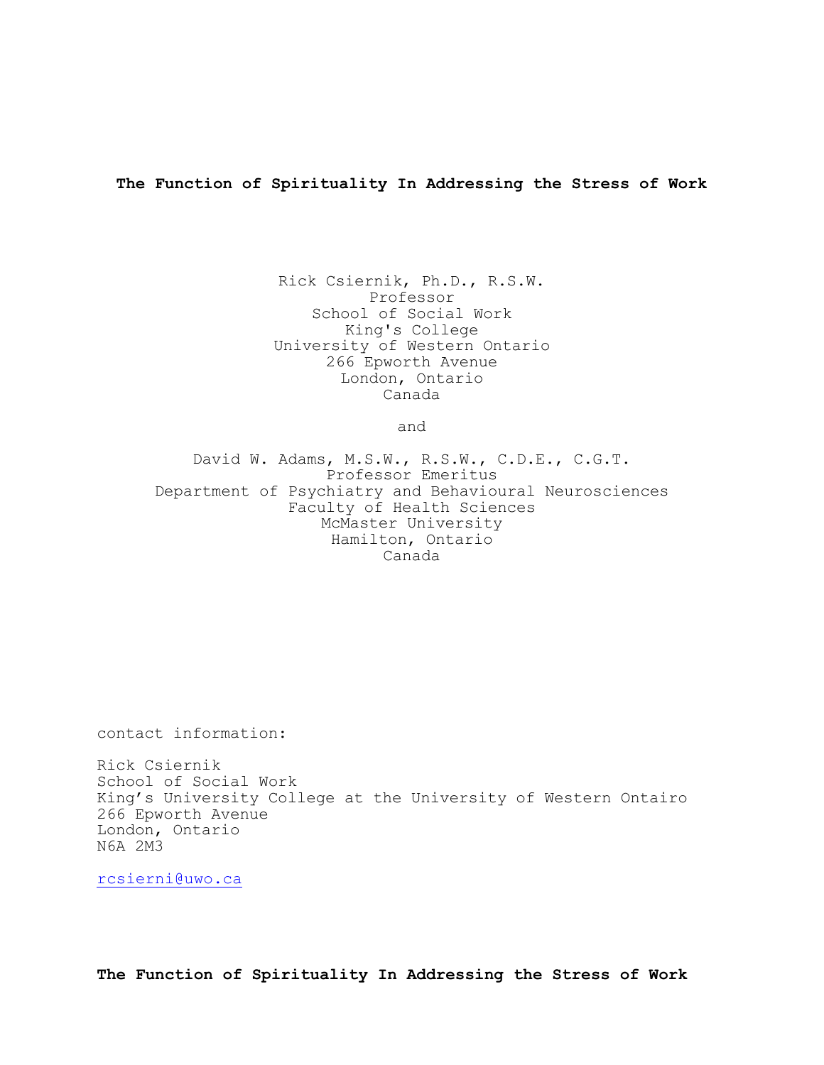# The Function of Spirituality In Addressing the Stress of Work

Rick Csiernik, Ph.D., R.S.W.
Professor
School of Social Work
King's College
University of Western Ontario
266 Epworth Avenue
London, Ontario
Canada

and

David W. Adams, M.S.W., R.S.W., C.D.E., C.G.T.
Professor Emeritus
Department of Psychiatry and Behavioural Neurosciences
Faculty of Health Sciences
McMaster University
Hamilton, Ontario
Canada

contact information:

Rick Csiernik
School of Social Work
King's University College at the University of Western Ontairo
266 Epworth Avenue
London, Ontario
N6A 2M3

rcsierni@uwo.ca

**The Function of Spirituality In Addressing the Stress of Work**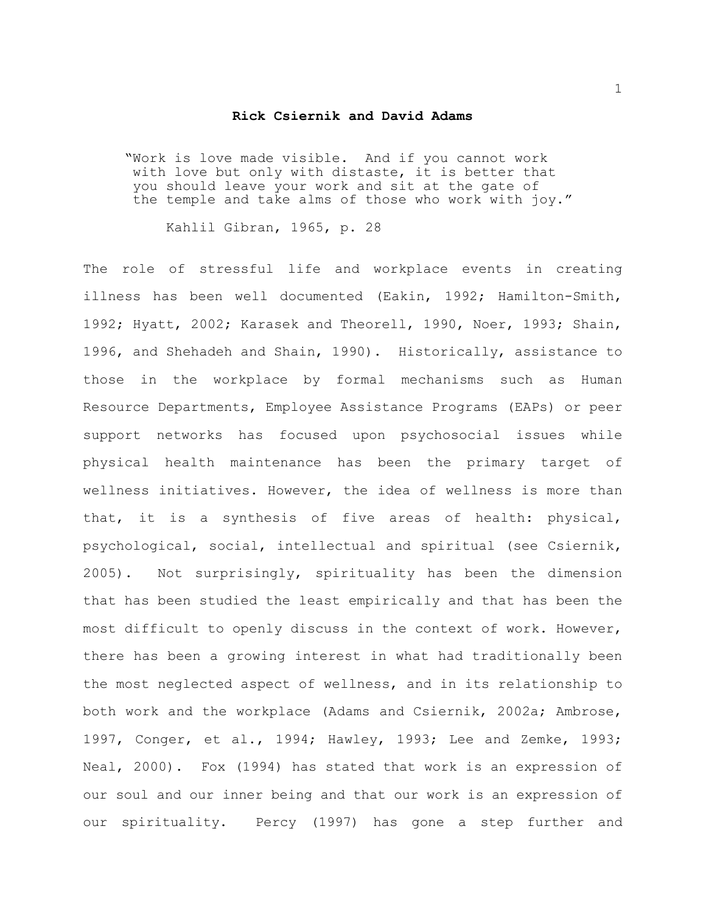**Rick Csiernik and David Adams**

> "Work is love made visible. And if you cannot work with love but only with distaste, it is better that you should leave your work and sit at the gate of the temple and take alms of those who work with joy."
>
> Kahlil Gibran, 1965, p. 28

The role of stressful life and workplace events in creating illness has been well documented (Eakin, 1992; Hamilton-Smith, 1992; Hyatt, 2002; Karasek and Theorell, 1990, Noer, 1993; Shain, 1996, and Shehadeh and Shain, 1990). Historically, assistance to those in the workplace by formal mechanisms such as Human Resource Departments, Employee Assistance Programs (EAPs) or peer support networks has focused upon psychosocial issues while physical health maintenance has been the primary target of wellness initiatives. However, the idea of wellness is more than that, it is a synthesis of five areas of health: physical, psychological, social, intellectual and spiritual (see Csiernik, 2005). Not surprisingly, spirituality has been the dimension that has been studied the least empirically and that has been the most difficult to openly discuss in the context of work. However, there has been a growing interest in what had traditionally been the most neglected aspect of wellness, and in its relationship to both work and the workplace (Adams and Csiernik, 2002a; Ambrose, 1997, Conger, et al., 1994; Hawley, 1993; Lee and Zemke, 1993; Neal, 2000). Fox (1994) has stated that work is an expression of our soul and our inner being and that our work is an expression of our spirituality. Percy (1997) has gone a step further and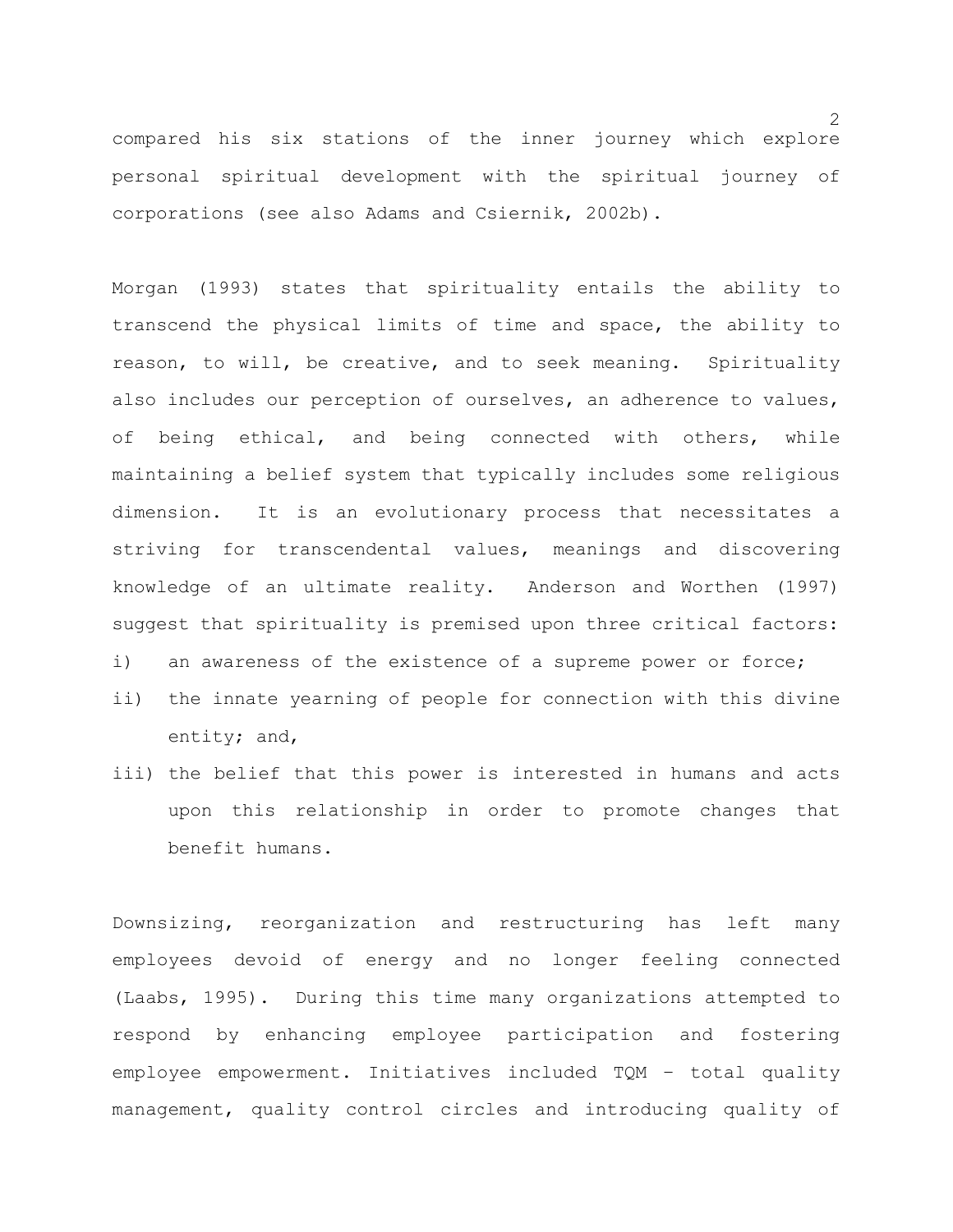compared his six stations of the inner journey which explore personal spiritual development with the spiritual journey of corporations (see also Adams and Csiernik, 2002b).

Morgan (1993) states that spirituality entails the ability to transcend the physical limits of time and space, the ability to reason, to will, be creative, and to seek meaning. Spirituality also includes our perception of ourselves, an adherence to values, of being ethical, and being connected with others, while maintaining a belief system that typically includes some religious dimension. It is an evolutionary process that necessitates a striving for transcendental values, meanings and discovering knowledge of an ultimate reality. Anderson and Worthen (1997) suggest that spirituality is premised upon three critical factors:

i) an awareness of the existence of a supreme power or force;
ii) the innate yearning of people for connection with this divine entity; and,
iii) the belief that this power is interested in humans and acts upon this relationship in order to promote changes that benefit humans.

Downsizing, reorganization and restructuring has left many employees devoid of energy and no longer feeling connected (Laabs, 1995). During this time many organizations attempted to respond by enhancing employee participation and fostering employee empowerment. Initiatives included TQM – total quality management, quality control circles and introducing quality of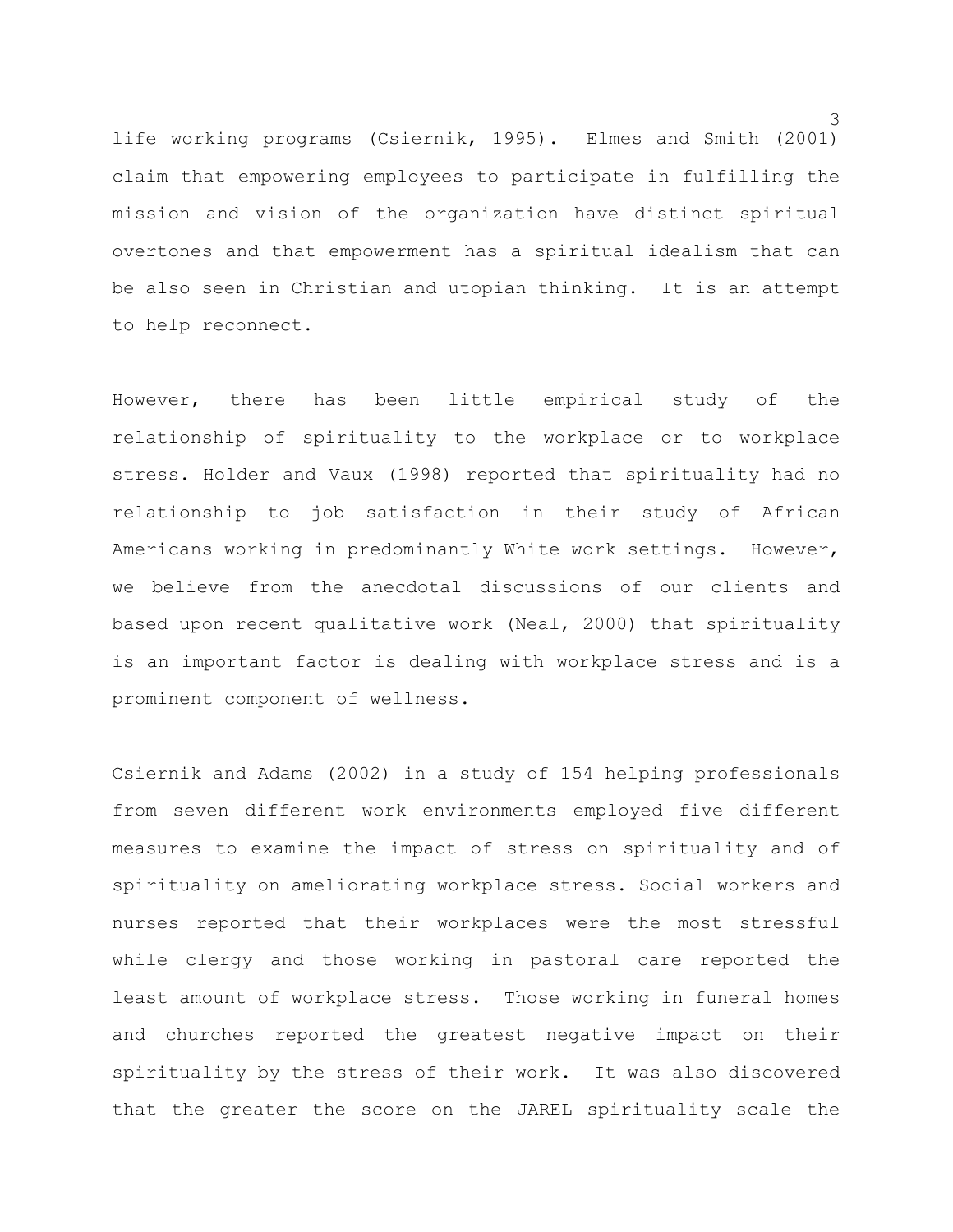life working programs (Csiernik, 1995). Elmes and Smith (2001) claim that empowering employees to participate in fulfilling the mission and vision of the organization have distinct spiritual overtones and that empowerment has a spiritual idealism that can be also seen in Christian and utopian thinking. It is an attempt to help reconnect.

However, there has been little empirical study of the relationship of spirituality to the workplace or to workplace stress. Holder and Vaux (1998) reported that spirituality had no relationship to job satisfaction in their study of African Americans working in predominantly White work settings. However, we believe from the anecdotal discussions of our clients and based upon recent qualitative work (Neal, 2000) that spirituality is an important factor is dealing with workplace stress and is a prominent component of wellness.

Csiernik and Adams (2002) in a study of 154 helping professionals from seven different work environments employed five different measures to examine the impact of stress on spirituality and of spirituality on ameliorating workplace stress. Social workers and nurses reported that their workplaces were the most stressful while clergy and those working in pastoral care reported the least amount of workplace stress. Those working in funeral homes and churches reported the greatest negative impact on their spirituality by the stress of their work. It was also discovered that the greater the score on the JAREL spirituality scale the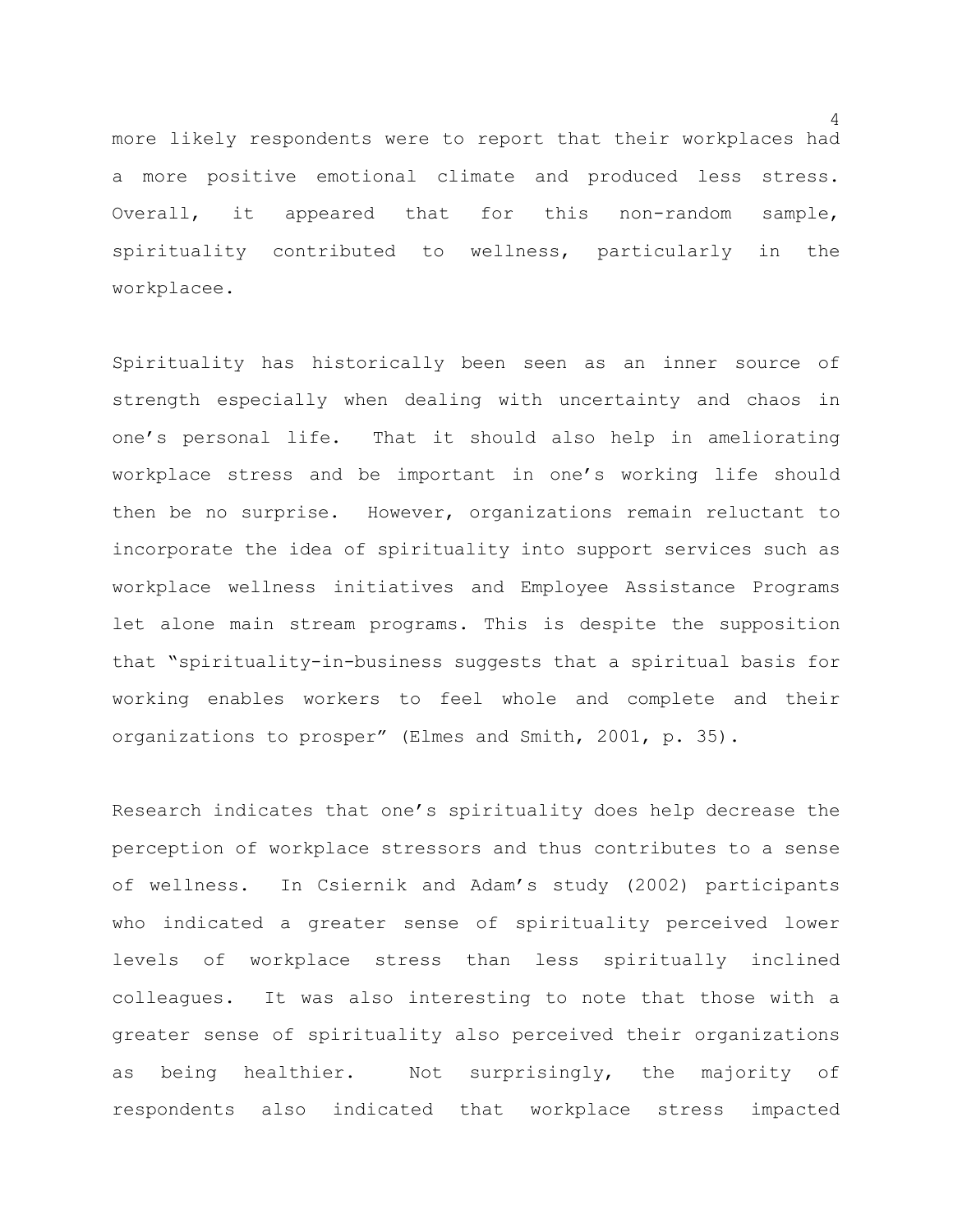more likely respondents were to report that their workplaces had a more positive emotional climate and produced less stress. Overall, it appeared that for this non-random sample, spirituality contributed to wellness, particularly in the workplacee.

Spirituality has historically been seen as an inner source of strength especially when dealing with uncertainty and chaos in one's personal life. That it should also help in ameliorating workplace stress and be important in one's working life should then be no surprise. However, organizations remain reluctant to incorporate the idea of spirituality into support services such as workplace wellness initiatives and Employee Assistance Programs let alone main stream programs. This is despite the supposition that "spirituality-in-business suggests that a spiritual basis for working enables workers to feel whole and complete and their organizations to prosper" (Elmes and Smith, 2001, p. 35).

Research indicates that one's spirituality does help decrease the perception of workplace stressors and thus contributes to a sense of wellness. In Csiernik and Adam's study (2002) participants who indicated a greater sense of spirituality perceived lower levels of workplace stress than less spiritually inclined colleagues. It was also interesting to note that those with a greater sense of spirituality also perceived their organizations as being healthier. Not surprisingly, the majority of respondents also indicated that workplace stress impacted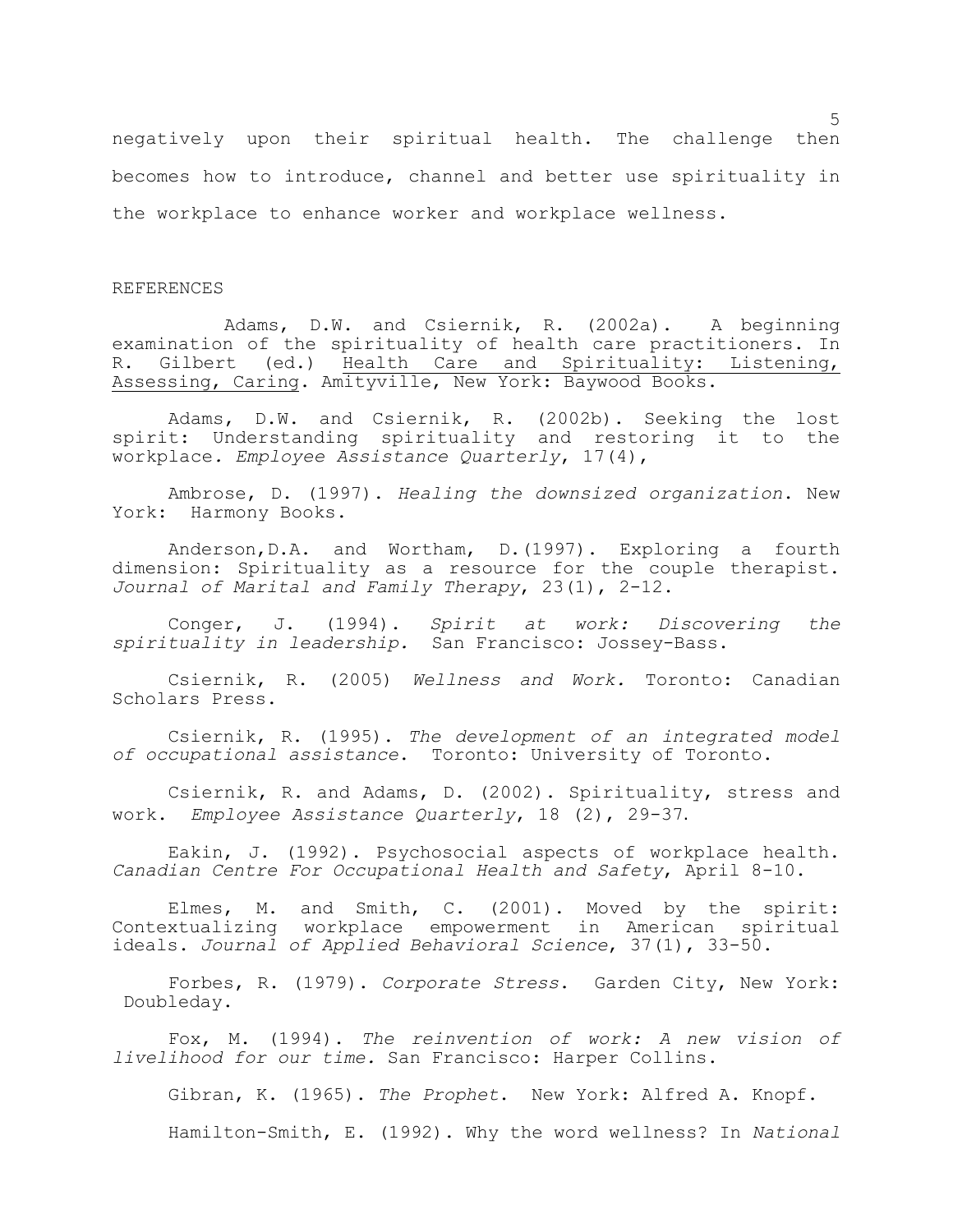negatively upon their spiritual health. The challenge then becomes how to introduce, channel and better use spirituality in the workplace to enhance worker and workplace wellness.

## REFERENCES

Adams, D.W. and Csiernik, R. (2002a). A beginning examination of the spirituality of health care practitioners. In R. Gilbert (ed.) Health Care and Spirituality: Listening, Assessing, Caring. Amityville, New York: Baywood Books.

Adams, D.W. and Csiernik, R. (2002b). Seeking the lost spirit: Understanding spirituality and restoring it to the workplace. *Employee Assistance Quarterly*, 17(4),

Ambrose, D. (1997). *Healing the downsized organization*. New York: Harmony Books.

Anderson,D.A. and Wortham, D.(1997). Exploring a fourth dimension: Spirituality as a resource for the couple therapist. *Journal of Marital and Family Therapy*, 23(1), 2-12.

Conger, J. (1994). *Spirit at work: Discovering the spirituality in leadership.* San Francisco: Jossey-Bass.

Csiernik, R. (2005) *Wellness and Work.* Toronto: Canadian Scholars Press.

Csiernik, R. (1995). *The development of an integrated model of occupational assistance*. Toronto: University of Toronto.

Csiernik, R. and Adams, D. (2002). Spirituality, stress and work. *Employee Assistance Quarterly*, 18 (2), 29-37.

Eakin, J. (1992). Psychosocial aspects of workplace health. *Canadian Centre For Occupational Health and Safety*, April 8-10.

Elmes, M. and Smith, C. (2001). Moved by the spirit: Contextualizing workplace empowerment in American spiritual ideals. *Journal of Applied Behavioral Science*, 37(1), 33-50.

Forbes, R. (1979). *Corporate Stress*. Garden City, New York: Doubleday.

Fox, M. (1994). *The reinvention of work: A new vision of livelihood for our time.* San Francisco: Harper Collins.

Gibran, K. (1965). *The Prophet*. New York: Alfred A. Knopf.

Hamilton-Smith, E. (1992). Why the word wellness? In *National*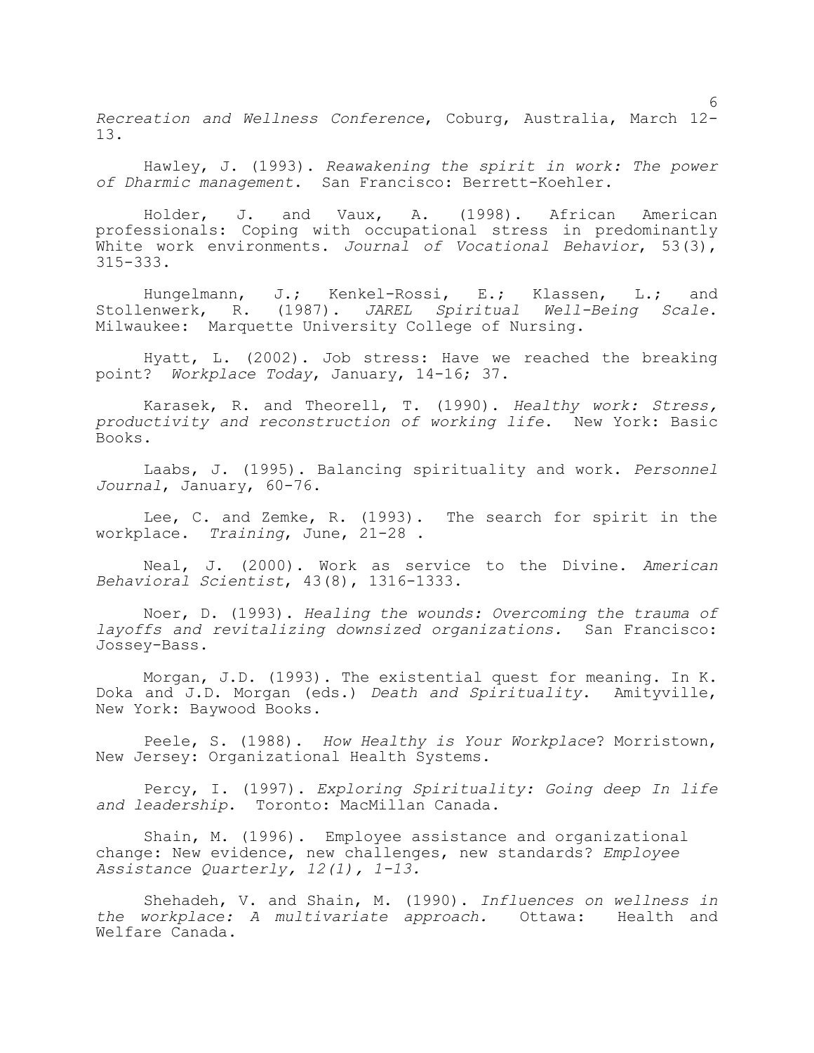*Recreation and Wellness Conference*, Coburg, Australia, March 12-13.

Hawley, J. (1993). *Reawakening the spirit in work: The power of Dharmic management*. San Francisco: Berrett-Koehler.

Holder, J. and Vaux, A. (1998). African American professionals: Coping with occupational stress in predominantly White work environments. *Journal of Vocational Behavior*, 53(3), 315-333.

Hungelmann, J.; Kenkel-Rossi, E.; Klassen, L.; and Stollenwerk, R. (1987). *JAREL Spiritual Well-Being Scale*. Milwaukee: Marquette University College of Nursing.

Hyatt, L. (2002). Job stress: Have we reached the breaking point? *Workplace Today*, January, 14-16; 37.

Karasek, R. and Theorell, T. (1990). *Healthy work: Stress, productivity and reconstruction of working life*. New York: Basic Books.

Laabs, J. (1995). Balancing spirituality and work. *Personnel Journal*, January, 60-76.

Lee, C. and Zemke, R. (1993). The search for spirit in the workplace. *Training*, June, 21-28 .

Neal, J. (2000). Work as service to the Divine. *American Behavioral Scientist*, 43(8), 1316-1333.

Noer, D. (1993). *Healing the wounds: Overcoming the trauma of layoffs and revitalizing downsized organizations.* San Francisco: Jossey-Bass.

Morgan, J.D. (1993). The existential quest for meaning. In K. Doka and J.D. Morgan (eds.) *Death and Spirituality*. Amityville, New York: Baywood Books.

Peele, S. (1988). *How Healthy is Your Workplace*? Morristown, New Jersey: Organizational Health Systems.

Percy, I. (1997). *Exploring Spirituality: Going deep In life and leadership*. Toronto: MacMillan Canada.

Shain, M. (1996). Employee assistance and organizational change: New evidence, new challenges, new standards? *Employee Assistance Quarterly, 12(1), 1-13.*

Shehadeh, V. and Shain, M. (1990). *Influences on wellness in the workplace: A multivariate approach.* Ottawa: Health and Welfare Canada.